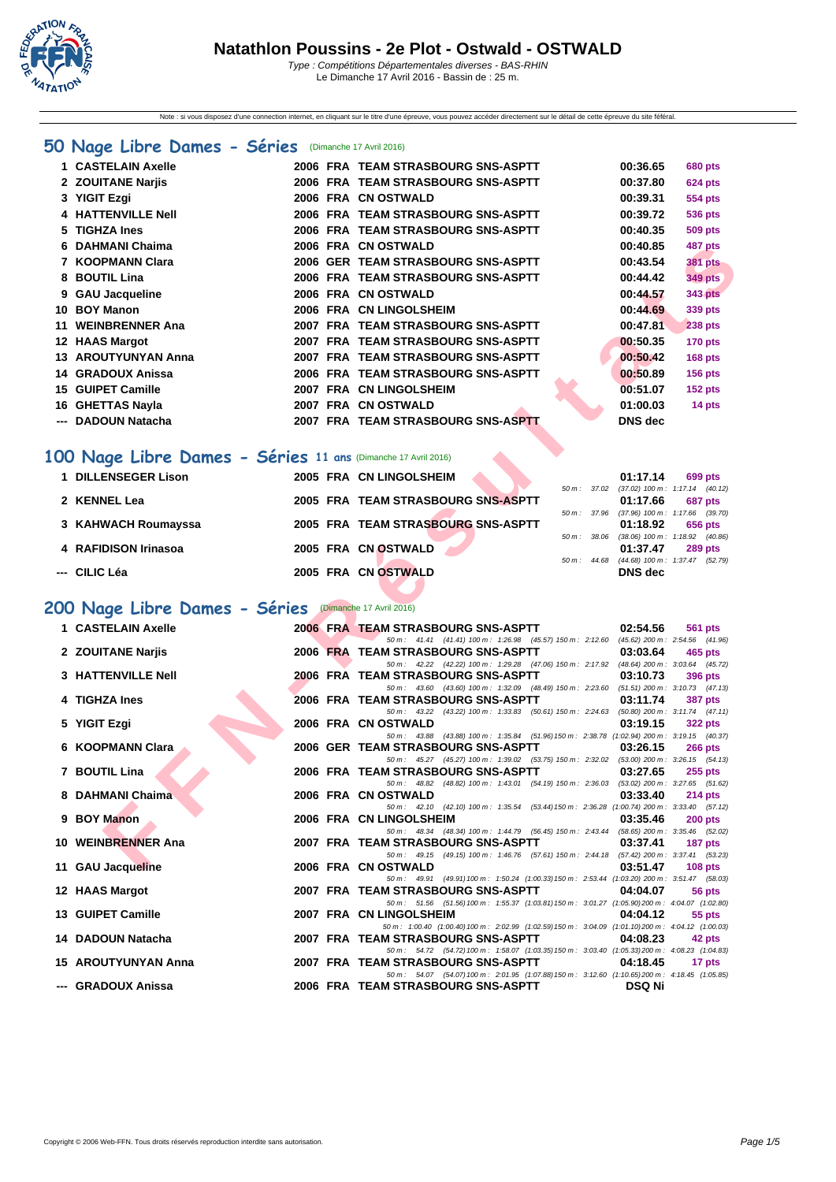# Natathlon Poussins - 2e Plot - Ostwald - OSTWALD

*Type : Compétitions Départementales diverses - BAS-RHIN*
Le Dimanche 17 Avril 2016 - Bassin de : 25 m.

Note : si vous disposez d'une connection internet, en cliquant sur le titre d'une épreuve, vous pouvez accéder directement sur le détail de cette épreuve du site féféral.

## 50 Nage Libre Dames - Séries (Dimanche 17 Avril 2016)

| Rang | Nom | Année | Nat | Club | Temps | Points |
|---|---|---|---|---|---|---|
| 1 | CASTELAIN Axelle | 2006 | FRA | TEAM STRASBOURG SNS-ASPTT | 00:36.65 | 680 pts |
| 2 | ZOUITANE Narjis | 2006 | FRA | TEAM STRASBOURG SNS-ASPTT | 00:37.80 | 624 pts |
| 3 | YIGIT Ezgi | 2006 | FRA | CN OSTWALD | 00:39.31 | 554 pts |
| 4 | HATTENVILLE Nell | 2006 | FRA | TEAM STRASBOURG SNS-ASPTT | 00:39.72 | 536 pts |
| 5 | TIGHZA Ines | 2006 | FRA | TEAM STRASBOURG SNS-ASPTT | 00:40.35 | 509 pts |
| 6 | DAHMANI Chaima | 2006 | FRA | CN OSTWALD | 00:40.85 | 487 pts |
| 7 | KOOPMANN Clara | 2006 | GER | TEAM STRASBOURG SNS-ASPTT | 00:43.54 | 381 pts |
| 8 | BOUTIL Lina | 2006 | FRA | TEAM STRASBOURG SNS-ASPTT | 00:44.42 | 349 pts |
| 9 | GAU Jacqueline | 2006 | FRA | CN OSTWALD | 00:44.57 | 343 pts |
| 10 | BOY Manon | 2006 | FRA | CN LINGOLSHEIM | 00:44.69 | 339 pts |
| 11 | WEINBRENNER Ana | 2007 | FRA | TEAM STRASBOURG SNS-ASPTT | 00:47.81 | 238 pts |
| 12 | HAAS Margot | 2007 | FRA | TEAM STRASBOURG SNS-ASPTT | 00:50.35 | 170 pts |
| 13 | AROUTYUNYAN Anna | 2007 | FRA | TEAM STRASBOURG SNS-ASPTT | 00:50.42 | 168 pts |
| 14 | GRADOUX Anissa | 2006 | FRA | TEAM STRASBOURG SNS-ASPTT | 00:50.89 | 156 pts |
| 15 | GUIPET Camille | 2007 | FRA | CN LINGOLSHEIM | 00:51.07 | 152 pts |
| 16 | GHETTAS Nayla | 2007 | FRA | CN OSTWALD | 01:00.03 | 14 pts |
| --- | DADOUN Natacha | 2007 | FRA | TEAM STRASBOURG SNS-ASPTT | DNS dec | |

## 100 Nage Libre Dames - Séries 11 ans (Dimanche 17 Avril 2016)

| Rang | Nom | Année | Nat | Club | Temps | Points |
|---|---|---|---|---|---|---|
| 1 | DILLENSEGER Lison | 2005 | FRA | CN LINGOLSHEIM | 01:17.14 | 699 pts |
| | | | | 50 m : 37.02 | (37.02) 100 m : 1:17.14 (40.12) | |
| 2 | KENNEL Lea | 2005 | FRA | TEAM STRASBOURG SNS-ASPTT | 01:17.66 | 687 pts |
| | | | | 50 m : 37.96 | (37.96) 100 m : 1:17.66 (39.70) | |
| 3 | KAHWACH Roumayssa | 2005 | FRA | TEAM STRASBOURG SNS-ASPTT | 01:18.92 | 656 pts |
| | | | | 50 m : 38.06 | (38.06) 100 m : 1:18.92 (40.86) | |
| 4 | RAFIDISON Irinasoa | 2005 | FRA | CN OSTWALD | 01:37.47 | 289 pts |
| | | | | 50 m : 44.68 | (44.68) 100 m : 1:37.47 (52.79) | |
| --- | CILIC Léa | 2005 | FRA | CN OSTWALD | DNS dec | |

## 200 Nage Libre Dames - Séries (Dimanche 17 Avril 2016)

| Rang | Nom | Année | Nat | Club | Temps | Points |
|---|---|---|---|---|---|---|
| 1 | CASTELAIN Axelle | 2006 | FRA | TEAM STRASBOURG SNS-ASPTT | 02:54.56 | 561 pts |
| | | | | 50 m : 41.41 (41.41) 100 m : 1:26.98 (45.57) 150 m : 2:12.60 | (45.62) 200 m : 2:54.56 (41.96) | |
| 2 | ZOUITANE Narjis | 2006 | FRA | TEAM STRASBOURG SNS-ASPTT | 03:03.64 | 465 pts |
| | | | | 50 m : 42.22 (42.22) 100 m : 1:29.28 (47.06) 150 m : 2:17.92 | (48.64) 200 m : 3:03.64 (45.72) | |
| 3 | HATTENVILLE Nell | 2006 | FRA | TEAM STRASBOURG SNS-ASPTT | 03:10.73 | 396 pts |
| | | | | 50 m : 43.60 (43.60) 100 m : 1:32.09 (48.49) 150 m : 2:23.60 | (51.51) 200 m : 3:10.73 (47.13) | |
| 4 | TIGHZA Ines | 2006 | FRA | TEAM STRASBOURG SNS-ASPTT | 03:11.74 | 387 pts |
| | | | | 50 m : 43.22 (43.22) 100 m : 1:33.83 (50.61) 150 m : 2:24.63 | (50.80) 200 m : 3:11.74 (47.11) | |
| 5 | YIGIT Ezgi | 2006 | FRA | CN OSTWALD | 03:19.15 | 322 pts |
| | | | | 50 m : 43.88 (43.88) 100 m : 1:35.84 (51.96) 150 m : 2:38.78 | (1:02.94) 200 m : 3:19.15 (40.37) | |
| 6 | KOOPMANN Clara | 2006 | GER | TEAM STRASBOURG SNS-ASPTT | 03:26.15 | 266 pts |
| | | | | 50 m : 45.27 (45.27) 100 m : 1:39.02 (53.75) 150 m : 2:32.02 | (53.00) 200 m : 3:26.15 (54.13) | |
| 7 | BOUTIL Lina | 2006 | FRA | TEAM STRASBOURG SNS-ASPTT | 03:27.65 | 255 pts |
| | | | | 50 m : 48.82 (48.82) 100 m : 1:43.01 (54.19) 150 m : 2:36.03 | (53.02) 200 m : 3:27.65 (51.62) | |
| 8 | DAHMANI Chaima | 2006 | FRA | CN OSTWALD | 03:33.40 | 214 pts |
| | | | | 50 m : 42.10 (42.10) 100 m : 1:35.54 (53.44) 150 m : 2:36.28 | (1:00.74) 200 m : 3:33.40 (57.12) | |
| 9 | BOY Manon | 2006 | FRA | CN LINGOLSHEIM | 03:35.46 | 200 pts |
| | | | | 50 m : 48.34 (48.34) 100 m : 1:44.79 (56.45) 150 m : 2:43.44 | (58.65) 200 m : 3:35.46 (52.02) | |
| 10 | WEINBRENNER Ana | 2007 | FRA | TEAM STRASBOURG SNS-ASPTT | 03:37.41 | 187 pts |
| | | | | 50 m : 49.15 (49.15) 100 m : 1:46.76 (57.61) 150 m : 2:44.18 | (57.42) 200 m : 3:37.41 (53.23) | |
| 11 | GAU Jacqueline | 2006 | FRA | CN OSTWALD | 03:51.47 | 108 pts |
| | | | | 50 m : 49.91 (49.91) 100 m : 1:50.24 (1:00.33) 150 m : 2:53.44 | (1:03.20) 200 m : 3:51.47 (58.03) | |
| 12 | HAAS Margot | 2007 | FRA | TEAM STRASBOURG SNS-ASPTT | 04:04.07 | 56 pts |
| | | | | 50 m : 51.56 (51.56) 100 m : 1:55.37 (1:03.81) 150 m : 3:01.27 | (1:05.90) 200 m : 4:04.07 (1:02.80) | |
| 13 | GUIPET Camille | 2007 | FRA | CN LINGOLSHEIM | 04:04.12 | 55 pts |
| | | | | 50 m : 1:00.40 (1:00.40) 100 m : 2:02.99 (1:02.59) 150 m : 3:04.09 | (1:01.10) 200 m : 4:04.12 (1:00.03) | |
| 14 | DADOUN Natacha | 2007 | FRA | TEAM STRASBOURG SNS-ASPTT | 04:08.23 | 42 pts |
| | | | | 50 m : 54.72 (54.72) 100 m : 1:58.07 (1:03.35) 150 m : 3:03.40 | (1:05.33) 200 m : 4:08.23 (1:04.83) | |
| 15 | AROUTYUNYAN Anna | 2007 | FRA | TEAM STRASBOURG SNS-ASPTT | 04:18.45 | 17 pts |
| | | | | 50 m : 54.07 (54.07) 100 m : 2:01.95 (1:07.88) 150 m : 3:12.60 | (1:10.65) 200 m : 4:18.45 (1:05.85) | |
| --- | GRADOUX Anissa | 2006 | FRA | TEAM STRASBOURG SNS-ASPTT | DSQ Ni | |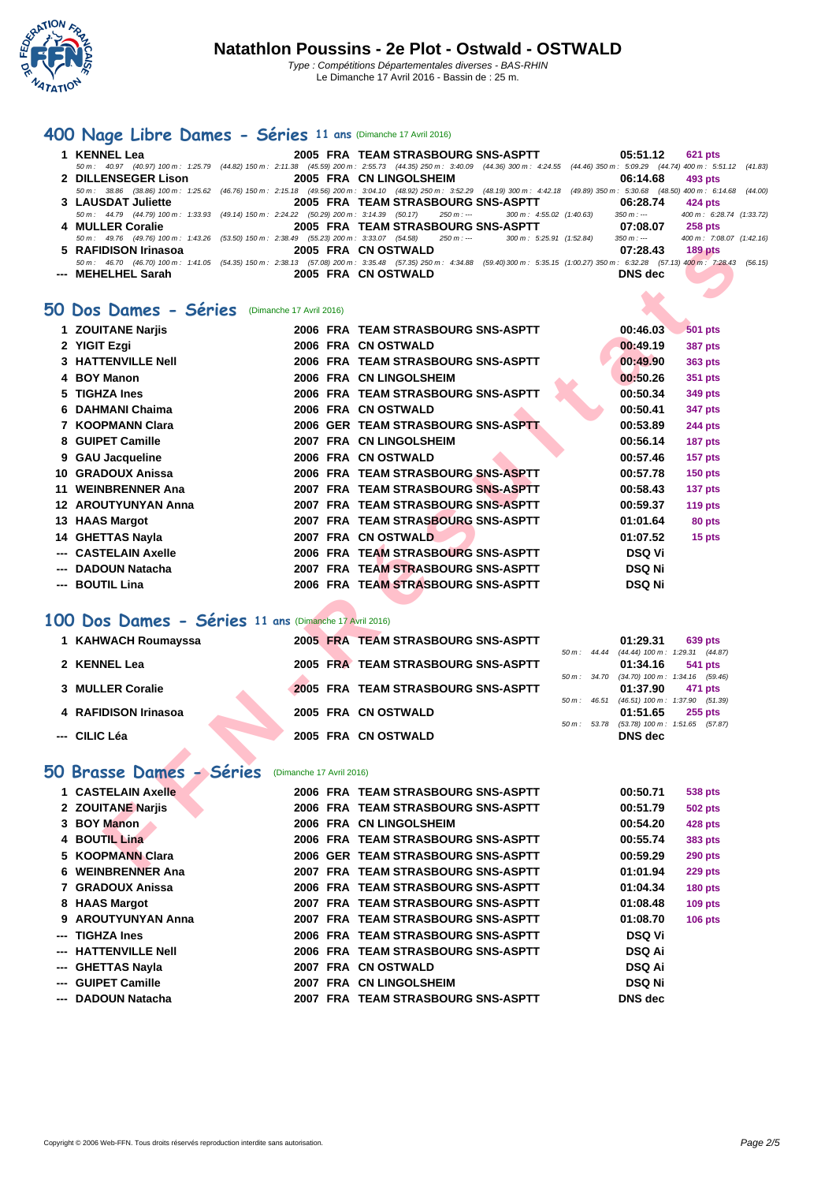## 400 Nage Libre Dames - Séries 11 ans (Dimanche 17 Avril 2016)

| Place | Nom | Année | Nat | Club | Temps | Points |
|---|---|---|---|---|---|---|
| 1 | KENNEL Lea | 2005 | FRA | TEAM STRASBOURG SNS-ASPTT | 05:51.12 | 621 pts |
| | 50 m : 40.97 (40.97) 100 m : 1:25.79 (44.82) 150 m : 2:11.38 (45.59) 200 m : 2:55.73 (44.35) 250 m : 3:40.09 (44.36) 300 m : 4:24.55 (44.46) 350 m : 5:09.29 (44.74) 400 m : 5:51.12 (41.83) | | | | | |
| 2 | DILLENSEGER Lison | 2005 | FRA | CN LINGOLSHEIM | 06:14.68 | 493 pts |
| | 50 m : 38.86 (38.86) 100 m : 1:25.62 (46.76) 150 m : 2:15.18 (49.56) 200 m : 3:04.10 (48.92) 250 m : 3:52.29 (48.19) 300 m : 4:42.18 (49.89) 350 m : 5:30.68 (48.50) 400 m : 6:14.68 (44.00) | | | | | |
| 3 | LAUSDAT Juliette | 2005 | FRA | TEAM STRASBOURG SNS-ASPTT | 06:28.74 | 424 pts |
| | 50 m : 44.79 (44.79) 100 m : 1:33.93 (49.14) 150 m : 2:24.22 (50.29) 200 m : 3:14.39 (50.17) 250 m : --- 300 m : 4:55.02 (1:40.63) 350 m : --- 400 m : 6:28.74 (1:33.72) | | | | | |
| 4 | MULLER Coralie | 2005 | FRA | TEAM STRASBOURG SNS-ASPTT | 07:08.07 | 258 pts |
| | 50 m : 49.76 (49.76) 100 m : 1:43.26 (53.50) 150 m : 2:38.49 (55.23) 200 m : 3:33.07 (54.58) 250 m : --- 300 m : 5:25.91 (1:52.84) 350 m : --- 400 m : 7:08.07 (1:42.16) | | | | | |
| 5 | RAFIDISON Irinasoa | 2005 | FRA | CN OSTWALD | 07:28.43 | 189 pts |
| | 50 m : 46.70 (46.70) 100 m : 1:41.05 (54.35) 150 m : 2:38.13 (57.08) 200 m : 3:35.48 (57.35) 250 m : 4:34.88 (59.40) 300 m : 5:35.15 (1:00.27) 350 m : 6:32.28 (57.13) 400 m : 7:28.43 (56.15) | | | | | |
| --- | MEHELHEL Sarah | 2005 | FRA | CN OSTWALD | DNS dec | |

## 50 Dos Dames - Séries (Dimanche 17 Avril 2016)

| Place | Nom | Année | Nat | Club | Temps | Points |
|---|---|---|---|---|---|---|
| 1 | ZOUITANE Narjis | 2006 | FRA | TEAM STRASBOURG SNS-ASPTT | 00:46.03 | 501 pts |
| 2 | YIGIT Ezgi | 2006 | FRA | CN OSTWALD | 00:49.19 | 387 pts |
| 3 | HATTENVILLE Nell | 2006 | FRA | TEAM STRASBOURG SNS-ASPTT | 00:49.90 | 363 pts |
| 4 | BOY Manon | 2006 | FRA | CN LINGOLSHEIM | 00:50.26 | 351 pts |
| 5 | TIGHZA Ines | 2006 | FRA | TEAM STRASBOURG SNS-ASPTT | 00:50.34 | 349 pts |
| 6 | DAHMANI Chaima | 2006 | FRA | CN OSTWALD | 00:50.41 | 347 pts |
| 7 | KOOPMANN Clara | 2006 | GER | TEAM STRASBOURG SNS-ASPTT | 00:53.89 | 244 pts |
| 8 | GUIPET Camille | 2007 | FRA | CN LINGOLSHEIM | 00:56.14 | 187 pts |
| 9 | GAU Jacqueline | 2006 | FRA | CN OSTWALD | 00:57.46 | 157 pts |
| 10 | GRADOUX Anissa | 2006 | FRA | TEAM STRASBOURG SNS-ASPTT | 00:57.78 | 150 pts |
| 11 | WEINBRENNER Ana | 2007 | FRA | TEAM STRASBOURG SNS-ASPTT | 00:58.43 | 137 pts |
| 12 | AROUTYUNYAN Anna | 2007 | FRA | TEAM STRASBOURG SNS-ASPTT | 00:59.37 | 119 pts |
| 13 | HAAS Margot | 2007 | FRA | TEAM STRASBOURG SNS-ASPTT | 01:01.64 | 80 pts |
| 14 | GHETTAS Nayla | 2007 | FRA | CN OSTWALD | 01:07.52 | 15 pts |
| --- | CASTELAIN Axelle | 2006 | FRA | TEAM STRASBOURG SNS-ASPTT | DSQ Vi | |
| --- | DADOUN Natacha | 2007 | FRA | TEAM STRASBOURG SNS-ASPTT | DSQ Ni | |
| --- | BOUTIL Lina | 2006 | FRA | TEAM STRASBOURG SNS-ASPTT | DSQ Ni | |

## 100 Dos Dames - Séries 11 ans (Dimanche 17 Avril 2016)

| Place | Nom | Année | Nat | Club | Temps | Points |
|---|---|---|---|---|---|---|
| 1 | KAHWACH Roumayssa | 2005 | FRA | TEAM STRASBOURG SNS-ASPTT | 01:29.31 | 639 pts |
| | 50 m : 44.44 (44.44) 100 m : 1:29.31 (44.87) | | | | | |
| 2 | KENNEL Lea | 2005 | FRA | TEAM STRASBOURG SNS-ASPTT | 01:34.16 | 541 pts |
| | 50 m : 34.70 (34.70) 100 m : 1:34.16 (59.46) | | | | | |
| 3 | MULLER Coralie | 2005 | FRA | TEAM STRASBOURG SNS-ASPTT | 01:37.90 | 471 pts |
| | 50 m : 46.51 (46.51) 100 m : 1:37.90 (51.39) | | | | | |
| 4 | RAFIDISON Irinasoa | 2005 | FRA | CN OSTWALD | 01:51.65 | 255 pts |
| | 50 m : 53.78 (53.78) 100 m : 1:51.65 (57.87) | | | | | |
| --- | CILIC Léa | 2005 | FRA | CN OSTWALD | DNS dec | |

## 50 Brasse Dames - Séries (Dimanche 17 Avril 2016)

| Place | Nom | Année | Nat | Club | Temps | Points |
|---|---|---|---|---|---|---|
| 1 | CASTELAIN Axelle | 2006 | FRA | TEAM STRASBOURG SNS-ASPTT | 00:50.71 | 538 pts |
| 2 | ZOUITANE Narjis | 2006 | FRA | TEAM STRASBOURG SNS-ASPTT | 00:51.79 | 502 pts |
| 3 | BOY Manon | 2006 | FRA | CN LINGOLSHEIM | 00:54.20 | 428 pts |
| 4 | BOUTIL Lina | 2006 | FRA | TEAM STRASBOURG SNS-ASPTT | 00:55.74 | 383 pts |
| 5 | KOOPMANN Clara | 2006 | GER | TEAM STRASBOURG SNS-ASPTT | 00:59.29 | 290 pts |
| 6 | WEINBRENNER Ana | 2007 | FRA | TEAM STRASBOURG SNS-ASPTT | 01:01.94 | 229 pts |
| 7 | GRADOUX Anissa | 2006 | FRA | TEAM STRASBOURG SNS-ASPTT | 01:04.34 | 180 pts |
| 8 | HAAS Margot | 2007 | FRA | TEAM STRASBOURG SNS-ASPTT | 01:08.48 | 109 pts |
| 9 | AROUTYUNYAN Anna | 2007 | FRA | TEAM STRASBOURG SNS-ASPTT | 01:08.70 | 106 pts |
| --- | TIGHZA Ines | 2006 | FRA | TEAM STRASBOURG SNS-ASPTT | DSQ Vi | |
| --- | HATTENVILLE Nell | 2006 | FRA | TEAM STRASBOURG SNS-ASPTT | DSQ Ai | |
| --- | GHETTAS Nayla | 2007 | FRA | CN OSTWALD | DSQ Ai | |
| --- | GUIPET Camille | 2007 | FRA | CN LINGOLSHEIM | DSQ Ni | |
| --- | DADOUN Natacha | 2007 | FRA | TEAM STRASBOURG SNS-ASPTT | DNS dec | |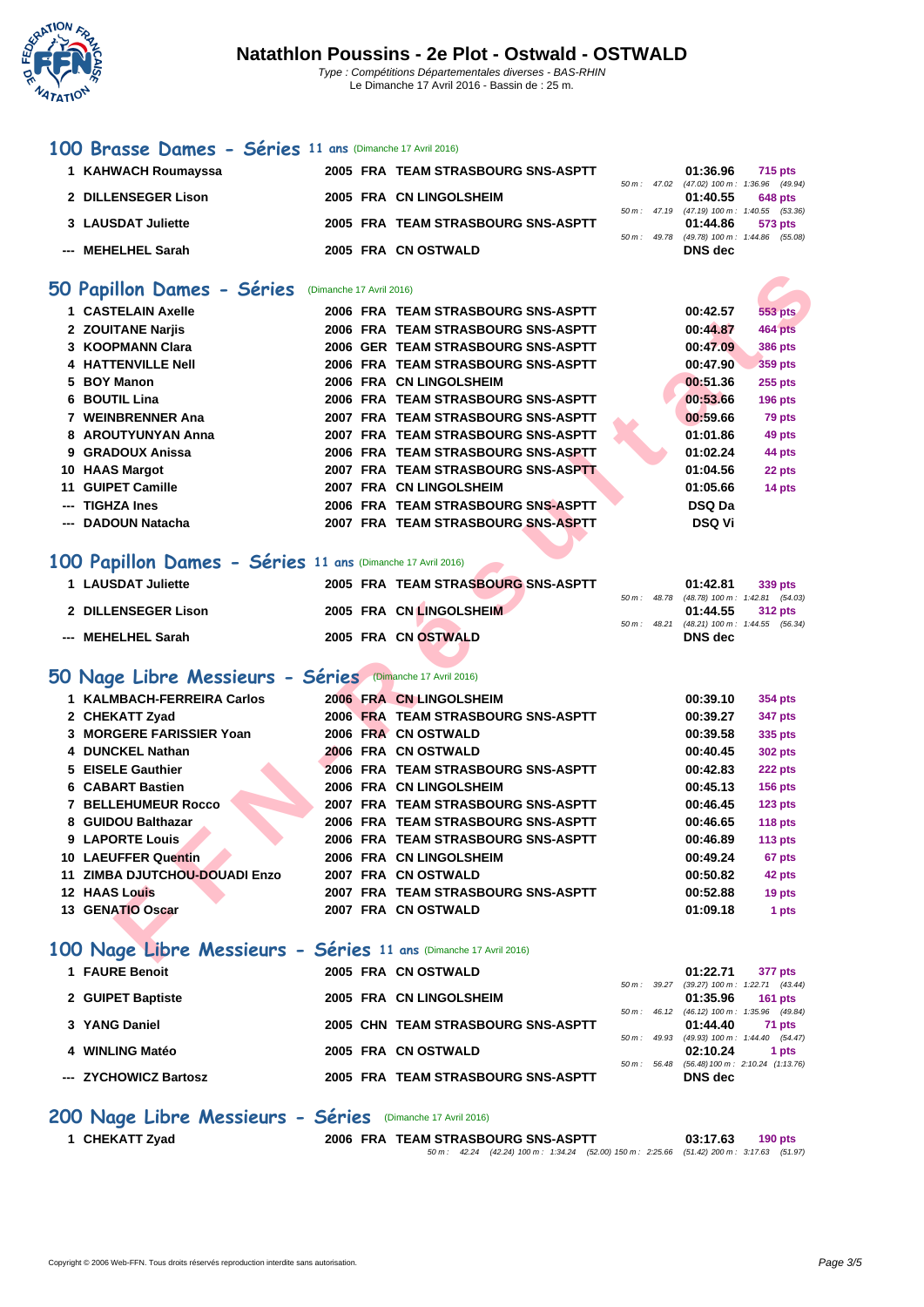# Natathlon Poussins - 2e Plot - Ostwald - OSTWALD

*Type : Compétitions Départementales diverses - BAS-RHIN*
Le Dimanche 17 Avril 2016 - Bassin de : 25 m.

## 100 Brasse Dames - Séries 11 ans (Dimanche 17 Avril 2016)

| Rang | Nom | Année | Nat | Club | Splits | Temps | Points |
|---|---|---|---|---|---|---|---|
| 1 | KAHWACH Roumayssa | 2005 | FRA | TEAM STRASBOURG SNS-ASPTT | 50 m : 47.02 (47.02) 100 m : 1:36.96 (49.94) | 01:36.96 | 715 pts |
| 2 | DILLENSEGER Lison | 2005 | FRA | CN LINGOLSHEIM | 50 m : 47.19 (47.19) 100 m : 1:40.55 (53.36) | 01:40.55 | 648 pts |
| 3 | LAUSDAT Juliette | 2005 | FRA | TEAM STRASBOURG SNS-ASPTT | 50 m : 49.78 (49.78) 100 m : 1:44.86 (55.08) | 01:44.86 | 573 pts |
| --- | MEHELHEL Sarah | 2005 | FRA | CN OSTWALD | | DNS dec | |

## 50 Papillon Dames - Séries (Dimanche 17 Avril 2016)

| Rang | Nom | Année | Nat | Club | Temps | Points |
|---|---|---|---|---|---|---|
| 1 | CASTELAIN Axelle | 2006 | FRA | TEAM STRASBOURG SNS-ASPTT | 00:42.57 | 553 pts |
| 2 | ZOUITANE Narjis | 2006 | FRA | TEAM STRASBOURG SNS-ASPTT | 00:44.87 | 464 pts |
| 3 | KOOPMANN Clara | 2006 | GER | TEAM STRASBOURG SNS-ASPTT | 00:47.09 | 386 pts |
| 4 | HATTENVILLE Nell | 2006 | FRA | TEAM STRASBOURG SNS-ASPTT | 00:47.90 | 359 pts |
| 5 | BOY Manon | 2006 | FRA | CN LINGOLSHEIM | 00:51.36 | 255 pts |
| 6 | BOUTIL Lina | 2006 | FRA | TEAM STRASBOURG SNS-ASPTT | 00:53.66 | 196 pts |
| 7 | WEINBRENNER Ana | 2007 | FRA | TEAM STRASBOURG SNS-ASPTT | 00:59.66 | 79 pts |
| 8 | AROUTYUNYAN Anna | 2007 | FRA | TEAM STRASBOURG SNS-ASPTT | 01:01.86 | 49 pts |
| 9 | GRADOUX Anissa | 2006 | FRA | TEAM STRASBOURG SNS-ASPTT | 01:02.24 | 44 pts |
| 10 | HAAS Margot | 2007 | FRA | TEAM STRASBOURG SNS-ASPTT | 01:04.56 | 22 pts |
| 11 | GUIPET Camille | 2007 | FRA | CN LINGOLSHEIM | 01:05.66 | 14 pts |
| --- | TIGHZA Ines | 2006 | FRA | TEAM STRASBOURG SNS-ASPTT | DSQ Da | |
| --- | DADOUN Natacha | 2007 | FRA | TEAM STRASBOURG SNS-ASPTT | DSQ Vi | |

## 100 Papillon Dames - Séries 11 ans (Dimanche 17 Avril 2016)

| Rang | Nom | Année | Nat | Club | Splits | Temps | Points |
|---|---|---|---|---|---|---|---|
| 1 | LAUSDAT Juliette | 2005 | FRA | TEAM STRASBOURG SNS-ASPTT | 50 m : 48.78 (48.78) 100 m : 1:42.81 (54.03) | 01:42.81 | 339 pts |
| 2 | DILLENSEGER Lison | 2005 | FRA | CN LINGOLSHEIM | 50 m : 48.21 (48.21) 100 m : 1:44.55 (56.34) | 01:44.55 | 312 pts |
| --- | MEHELHEL Sarah | 2005 | FRA | CN OSTWALD | | DNS dec | |

## 50 Nage Libre Messieurs - Séries (Dimanche 17 Avril 2016)

| Rang | Nom | Année | Nat | Club | Temps | Points |
|---|---|---|---|---|---|---|
| 1 | KALMBACH-FERREIRA Carlos | 2006 | FRA | CN LINGOLSHEIM | 00:39.10 | 354 pts |
| 2 | CHEKATT Zyad | 2006 | FRA | TEAM STRASBOURG SNS-ASPTT | 00:39.27 | 347 pts |
| 3 | MORGERE FARISSIER Yoan | 2006 | FRA | CN OSTWALD | 00:39.58 | 335 pts |
| 4 | DUNCKEL Nathan | 2006 | FRA | CN OSTWALD | 00:40.45 | 302 pts |
| 5 | EISELE Gauthier | 2006 | FRA | TEAM STRASBOURG SNS-ASPTT | 00:42.83 | 222 pts |
| 6 | CABART Bastien | 2006 | FRA | CN LINGOLSHEIM | 00:45.13 | 156 pts |
| 7 | BELLEHUMEUR Rocco | 2007 | FRA | TEAM STRASBOURG SNS-ASPTT | 00:46.45 | 123 pts |
| 8 | GUIDOU Balthazar | 2006 | FRA | TEAM STRASBOURG SNS-ASPTT | 00:46.65 | 118 pts |
| 9 | LAPORTE Louis | 2006 | FRA | TEAM STRASBOURG SNS-ASPTT | 00:46.89 | 113 pts |
| 10 | LAEUFFER Quentin | 2006 | FRA | CN LINGOLSHEIM | 00:49.24 | 67 pts |
| 11 | ZIMBA DJUTCHOU-DOUADI Enzo | 2007 | FRA | CN OSTWALD | 00:50.82 | 42 pts |
| 12 | HAAS Louis | 2007 | FRA | TEAM STRASBOURG SNS-ASPTT | 00:52.88 | 19 pts |
| 13 | GENATIO Oscar | 2007 | FRA | CN OSTWALD | 01:09.18 | 1 pts |

## 100 Nage Libre Messieurs - Séries 11 ans (Dimanche 17 Avril 2016)

| Rang | Nom | Année | Nat | Club | Splits | Temps | Points |
|---|---|---|---|---|---|---|---|
| 1 | FAURE Benoit | 2005 | FRA | CN OSTWALD | 50 m : 39.27 (39.27) 100 m : 1:22.71 (43.44) | 01:22.71 | 377 pts |
| 2 | GUIPET Baptiste | 2005 | FRA | CN LINGOLSHEIM | 50 m : 46.12 (46.12) 100 m : 1:35.96 (49.84) | 01:35.96 | 161 pts |
| 3 | YANG Daniel | 2005 | CHN | TEAM STRASBOURG SNS-ASPTT | 50 m : 49.93 (49.93) 100 m : 1:44.40 (54.47) | 01:44.40 | 71 pts |
| 4 | WINLING Matéo | 2005 | FRA | CN OSTWALD | 50 m : 56.48 (56.48) 100 m : 2:10.24 (1:13.76) | 02:10.24 | 1 pts |
| --- | ZYCHOWICZ Bartosz | 2005 | FRA | TEAM STRASBOURG SNS-ASPTT | | DNS dec | |

## 200 Nage Libre Messieurs - Séries (Dimanche 17 Avril 2016)

| Rang | Nom | Année | Nat | Club | Splits | Temps | Points |
|---|---|---|---|---|---|---|---|
| 1 | CHEKATT Zyad | 2006 | FRA | TEAM STRASBOURG SNS-ASPTT | 50 m : 42.24 (42.24) 100 m : 1:34.24 (52.00) 150 m : 2:25.66 (51.42) 200 m : 3:17.63 (51.97) | 03:17.63 | 190 pts |

Copyright © 2006 Web-FFN. Tous droits réservés reproduction interdite sans autorisation.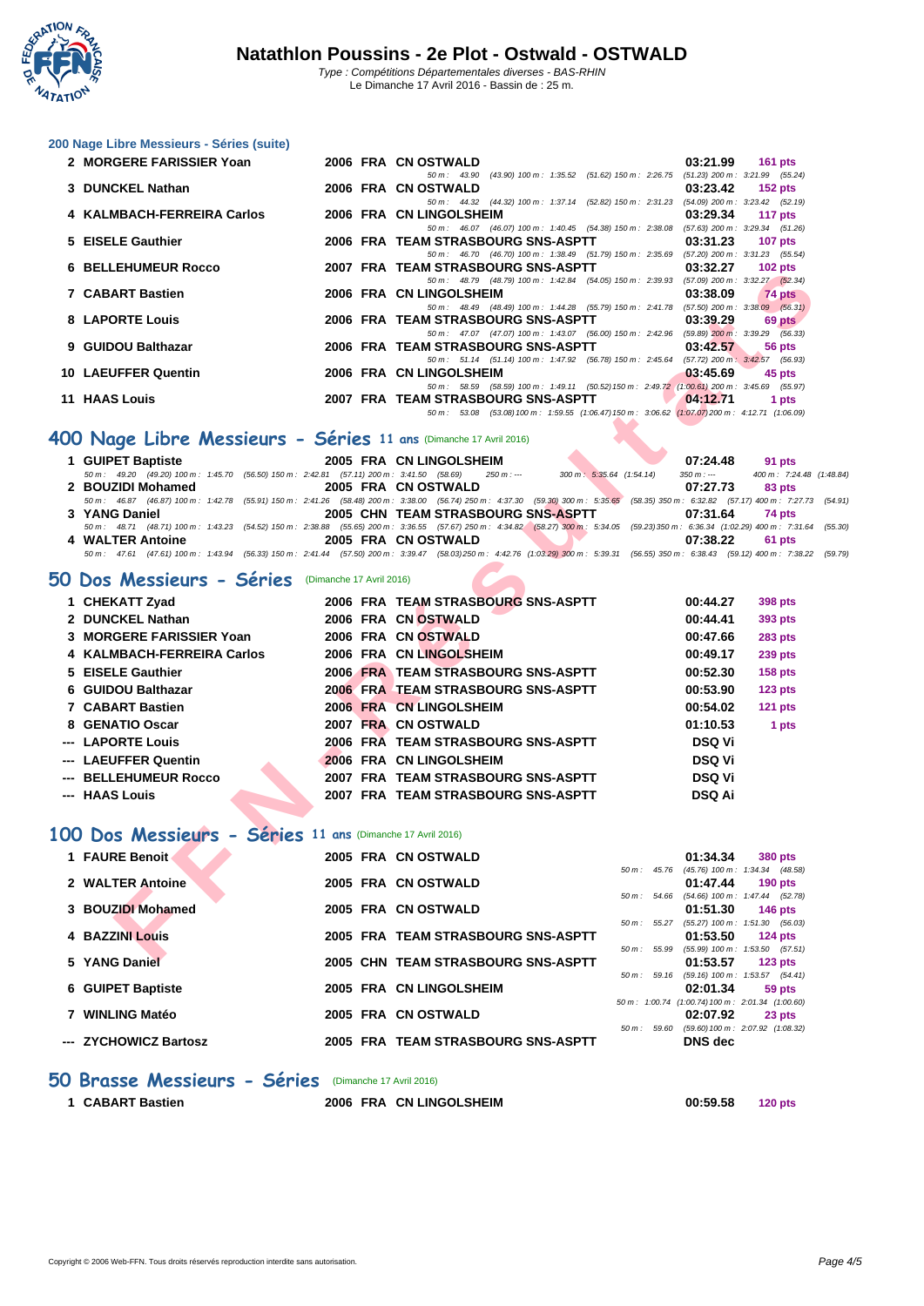# Natathlon Poussins - 2e Plot - Ostwald - OSTWALD

*Type : Compétitions Départementales diverses - BAS-RHIN*
Le Dimanche 17 Avril 2016 - Bassin de : 25 m.

### 200 Nage Libre Messieurs - Séries (suite)

| Rang | Nom | Année | Nat. | Club | Temps | Points |
|---|---|---|---|---|---|---|
| 2 | MORGERE FARISSIER Yoan | 2006 | FRA | CN OSTWALD | 03:21.99 | 161 pts |
| | *50 m : 43.90 (43.90) 100 m : 1:35.52 (51.62) 150 m : 2:26.75 (51.23) 200 m : 3:21.99 (55.24)* | | | | | |
| 3 | DUNCKEL Nathan | 2006 | FRA | CN OSTWALD | 03:23.42 | 152 pts |
| | *50 m : 44.32 (44.32) 100 m : 1:37.14 (52.82) 150 m : 2:31.23 (54.09) 200 m : 3:23.42 (52.19)* | | | | | |
| 4 | KALMBACH-FERREIRA Carlos | 2006 | FRA | CN LINGOLSHEIM | 03:29.34 | 117 pts |
| | *50 m : 46.07 (46.07) 100 m : 1:40.45 (54.38) 150 m : 2:38.08 (57.63) 200 m : 3:29.34 (51.26)* | | | | | |
| 5 | EISELE Gauthier | 2006 | FRA | TEAM STRASBOURG SNS-ASPTT | 03:31.23 | 107 pts |
| | *50 m : 46.70 (46.70) 100 m : 1:38.49 (51.79) 150 m : 2:35.69 (57.20) 200 m : 3:31.23 (55.54)* | | | | | |
| 6 | BELLEHUMEUR Rocco | 2007 | FRA | TEAM STRASBOURG SNS-ASPTT | 03:32.27 | 102 pts |
| | *50 m : 48.79 (48.79) 100 m : 1:42.84 (54.05) 150 m : 2:39.93 (57.09) 200 m : 3:32.27 (52.34)* | | | | | |
| 7 | CABART Bastien | 2006 | FRA | CN LINGOLSHEIM | 03:38.09 | 74 pts |
| | *50 m : 48.49 (48.49) 100 m : 1:44.28 (55.79) 150 m : 2:41.78 (57.50) 200 m : 3:38.09 (56.31)* | | | | | |
| 8 | LAPORTE Louis | 2006 | FRA | TEAM STRASBOURG SNS-ASPTT | 03:39.29 | 69 pts |
| | *50 m : 47.07 (47.07) 100 m : 1:43.07 (56.00) 150 m : 2:42.96 (59.89) 200 m : 3:39.29 (56.33)* | | | | | |
| 9 | GUIDOU Balthazar | 2006 | FRA | TEAM STRASBOURG SNS-ASPTT | 03:42.57 | 56 pts |
| | *50 m : 51.14 (51.14) 100 m : 1:47.92 (56.78) 150 m : 2:45.64 (57.72) 200 m : 3:42.57 (56.93)* | | | | | |
| 10 | LAEUFFER Quentin | 2006 | FRA | CN LINGOLSHEIM | 03:45.69 | 45 pts |
| | *50 m : 58.59 (58.59) 100 m : 1:49.11 (50.52) 150 m : 2:49.72 (1:00.61) 200 m : 3:45.69 (55.97)* | | | | | |
| 11 | HAAS Louis | 2007 | FRA | TEAM STRASBOURG SNS-ASPTT | 04:12.71 | 1 pts |
| | *50 m : 53.08 (53.08) 100 m : 1:59.55 (1:06.47) 150 m : 3:06.62 (1:07.07) 200 m : 4:12.71 (1:06.09)* | | | | | |

## 400 Nage Libre Messieurs - Séries 11 ans (Dimanche 17 Avril 2016)

| Rang | Nom | Année | Nat. | Club | Temps | Points |
|---|---|---|---|---|---|---|
| 1 | GUIPET Baptiste | 2005 | FRA | CN LINGOLSHEIM | 07:24.48 | 91 pts |
| | *50 m : 49.20 (49.20) 100 m : 1:45.70 (56.50) 150 m : 2:42.81 (57.11) 200 m : 3:41.50 (58.69) 250 m : --- 300 m : 5:35.64 (1:54.14) 350 m : --- 400 m : 7:24.48 (1:48.84)* | | | | | |
| 2 | BOUZIDI Mohamed | 2005 | FRA | CN OSTWALD | 07:27.73 | 83 pts |
| | *50 m : 46.87 (46.87) 100 m : 1:42.78 (55.91) 150 m : 2:41.26 (58.48) 200 m : 3:38.00 (56.74) 250 m : 4:37.30 (59.30) 300 m : 5:35.65 (58.35) 350 m : 6:32.82 (57.17) 400 m : 7:27.73 (54.91)* | | | | | |
| 3 | YANG Daniel | 2005 | CHN | TEAM STRASBOURG SNS-ASPTT | 07:31.64 | 74 pts |
| | *50 m : 48.71 (48.71) 100 m : 1:43.23 (54.52) 150 m : 2:38.88 (55.65) 200 m : 3:36.55 (57.67) 250 m : 4:34.82 (58.27) 300 m : 5:34.05 (59.23) 350 m : 6:36.34 (1:02.29) 400 m : 7:31.64 (55.30)* | | | | | |
| 4 | WALTER Antoine | 2005 | FRA | CN OSTWALD | 07:38.22 | 61 pts |
| | *50 m : 47.61 (47.61) 100 m : 1:43.94 (56.33) 150 m : 2:41.44 (57.50) 200 m : 3:39.47 (58.03) 250 m : 4:42.76 (1:03.29) 300 m : 5:39.31 (56.55) 350 m : 6:38.43 (59.12) 400 m : 7:38.22 (59.79)* | | | | | |

## 50 Dos Messieurs - Séries (Dimanche 17 Avril 2016)

| Rang | Nom | Année | Nat. | Club | Temps | Points |
|---|---|---|---|---|---|---|
| 1 | CHEKATT Zyad | 2006 | FRA | TEAM STRASBOURG SNS-ASPTT | 00:44.27 | 398 pts |
| 2 | DUNCKEL Nathan | 2006 | FRA | CN OSTWALD | 00:44.41 | 393 pts |
| 3 | MORGERE FARISSIER Yoan | 2006 | FRA | CN OSTWALD | 00:47.66 | 283 pts |
| 4 | KALMBACH-FERREIRA Carlos | 2006 | FRA | CN LINGOLSHEIM | 00:49.17 | 239 pts |
| 5 | EISELE Gauthier | 2006 | FRA | TEAM STRASBOURG SNS-ASPTT | 00:52.30 | 158 pts |
| 6 | GUIDOU Balthazar | 2006 | FRA | TEAM STRASBOURG SNS-ASPTT | 00:53.90 | 123 pts |
| 7 | CABART Bastien | 2006 | FRA | CN LINGOLSHEIM | 00:54.02 | 121 pts |
| 8 | GENATIO Oscar | 2007 | FRA | CN OSTWALD | 01:10.53 | 1 pts |
| --- | LAPORTE Louis | 2006 | FRA | TEAM STRASBOURG SNS-ASPTT | DSQ Vi | |
| --- | LAEUFFER Quentin | 2006 | FRA | CN LINGOLSHEIM | DSQ Vi | |
| --- | BELLEHUMEUR Rocco | 2007 | FRA | TEAM STRASBOURG SNS-ASPTT | DSQ Vi | |
| --- | HAAS Louis | 2007 | FRA | TEAM STRASBOURG SNS-ASPTT | DSQ Ai | |

## 100 Dos Messieurs - Séries 11 ans (Dimanche 17 Avril 2016)

| Rang | Nom | Année | Nat. | Club | Temps | Points |
|---|---|---|---|---|---|---|
| 1 | FAURE Benoit | 2005 | FRA | CN OSTWALD | 01:34.34 | 380 pts |
| | *50 m : 45.76 (45.76) 100 m : 1:34.34 (48.58)* | | | | | |
| 2 | WALTER Antoine | 2005 | FRA | CN OSTWALD | 01:47.44 | 190 pts |
| | *50 m : 54.66 (54.66) 100 m : 1:47.44 (52.78)* | | | | | |
| 3 | BOUZIDI Mohamed | 2005 | FRA | CN OSTWALD | 01:51.30 | 146 pts |
| | *50 m : 55.27 (55.27) 100 m : 1:51.30 (56.03)* | | | | | |
| 4 | BAZZINI Louis | 2005 | FRA | TEAM STRASBOURG SNS-ASPTT | 01:53.50 | 124 pts |
| | *50 m : 55.99 (55.99) 100 m : 1:53.50 (57.51)* | | | | | |
| 5 | YANG Daniel | 2005 | CHN | TEAM STRASBOURG SNS-ASPTT | 01:53.57 | 123 pts |
| | *50 m : 59.16 (59.16) 100 m : 1:53.57 (54.41)* | | | | | |
| 6 | GUIPET Baptiste | 2005 | FRA | CN LINGOLSHEIM | 02:01.34 | 59 pts |
| | *50 m : 1:00.74 (1:00.74) 100 m : 2:01.34 (1:00.60)* | | | | | |
| 7 | WINLING Matéo | 2005 | FRA | CN OSTWALD | 02:07.92 | 23 pts |
| | *50 m : 59.60 (59.60) 100 m : 2:07.92 (1:08.32)* | | | | | |
| --- | ZYCHOWICZ Bartosz | 2005 | FRA | TEAM STRASBOURG SNS-ASPTT | DNS dec | |

## 50 Brasse Messieurs - Séries (Dimanche 17 Avril 2016)

| Rang | Nom | Année | Nat. | Club | Temps | Points |
|---|---|---|---|---|---|---|
| 1 | CABART Bastien | 2006 | FRA | CN LINGOLSHEIM | 00:59.58 | 120 pts |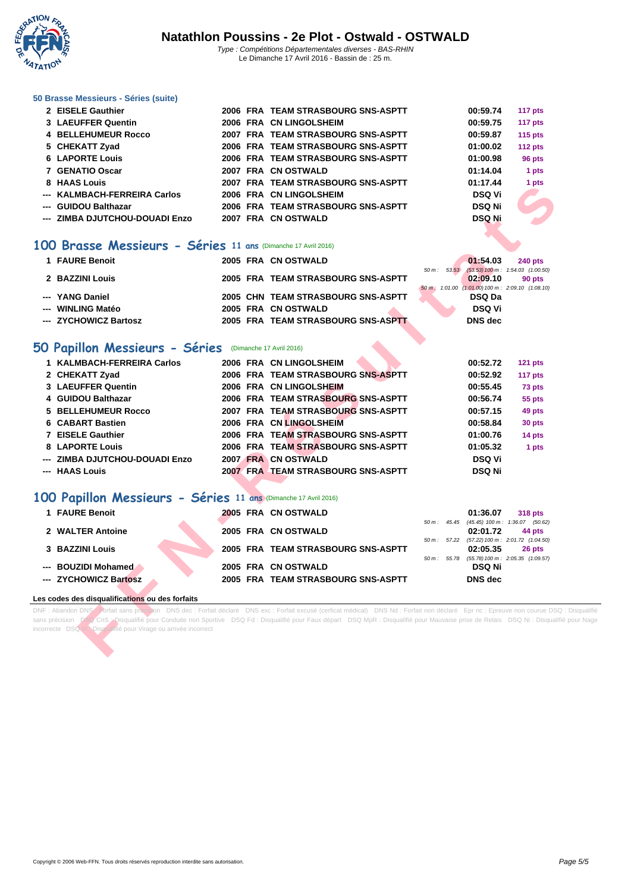# Natathlon Poussins - 2e Plot - Ostwald - OSTWALD

*Type : Compétitions Départementales diverses - BAS-RHIN*
Le Dimanche 17 Avril 2016 - Bassin de : 25 m.

### 50 Brasse Messieurs - Séries (suite)

| | | | | | | |
|---|---|---|---|---|---|---|
| 2 | EISELE Gauthier | 2006 | FRA | TEAM STRASBOURG SNS-ASPTT | 00:59.74 | 117 pts |
| 3 | LAEUFFER Quentin | 2006 | FRA | CN LINGOLSHEIM | 00:59.75 | 117 pts |
| 4 | BELLEHUMEUR Rocco | 2007 | FRA | TEAM STRASBOURG SNS-ASPTT | 00:59.87 | 115 pts |
| 5 | CHEKATT Zyad | 2006 | FRA | TEAM STRASBOURG SNS-ASPTT | 01:00.02 | 112 pts |
| 6 | LAPORTE Louis | 2006 | FRA | TEAM STRASBOURG SNS-ASPTT | 01:00.98 | 96 pts |
| 7 | GENATIO Oscar | 2007 | FRA | CN OSTWALD | 01:14.04 | 1 pts |
| 8 | HAAS Louis | 2007 | FRA | TEAM STRASBOURG SNS-ASPTT | 01:17.44 | 1 pts |
| --- | KALMBACH-FERREIRA Carlos | 2006 | FRA | CN LINGOLSHEIM | DSQ Vi | |
| --- | GUIDOU Balthazar | 2006 | FRA | TEAM STRASBOURG SNS-ASPTT | DSQ Ni | |
| --- | ZIMBA DJUTCHOU-DOUADI Enzo | 2007 | FRA | CN OSTWALD | DSQ Ni | |

## 100 Brasse Messieurs - Séries 11 ans (Dimanche 17 Avril 2016)

| | | | | | | |
|---|---|---|---|---|---|---|
| 1 | FAURE Benoit | 2005 | FRA | CN OSTWALD | 01:54.03 | 240 pts |
| | | | | 50 m : 53.53 (53.53) 100 m : 1:54.03 (1:00.50) | | |
| 2 | BAZZINI Louis | 2005 | FRA | TEAM STRASBOURG SNS-ASPTT | 02:09.10 | 90 pts |
| | | | | 50 m : 1:01.00 (1:01.00) 100 m : 2:09.10 (1:08.10) | | |
| --- | YANG Daniel | 2005 | CHN | TEAM STRASBOURG SNS-ASPTT | DSQ Da | |
| --- | WINLING Matéo | 2005 | FRA | CN OSTWALD | DSQ Vi | |
| --- | ZYCHOWICZ Bartosz | 2005 | FRA | TEAM STRASBOURG SNS-ASPTT | DNS dec | |

## 50 Papillon Messieurs - Séries (Dimanche 17 Avril 2016)

| | | | | | | |
|---|---|---|---|---|---|---|
| 1 | KALMBACH-FERREIRA Carlos | 2006 | FRA | CN LINGOLSHEIM | 00:52.72 | 121 pts |
| 2 | CHEKATT Zyad | 2006 | FRA | TEAM STRASBOURG SNS-ASPTT | 00:52.92 | 117 pts |
| 3 | LAEUFFER Quentin | 2006 | FRA | CN LINGOLSHEIM | 00:55.45 | 73 pts |
| 4 | GUIDOU Balthazar | 2006 | FRA | TEAM STRASBOURG SNS-ASPTT | 00:56.74 | 55 pts |
| 5 | BELLEHUMEUR Rocco | 2007 | FRA | TEAM STRASBOURG SNS-ASPTT | 00:57.15 | 49 pts |
| 6 | CABART Bastien | 2006 | FRA | CN LINGOLSHEIM | 00:58.84 | 30 pts |
| 7 | EISELE Gauthier | 2006 | FRA | TEAM STRASBOURG SNS-ASPTT | 01:00.76 | 14 pts |
| 8 | LAPORTE Louis | 2006 | FRA | TEAM STRASBOURG SNS-ASPTT | 01:05.32 | 1 pts |
| --- | ZIMBA DJUTCHOU-DOUADI Enzo | 2007 | FRA | CN OSTWALD | DSQ Vi | |
| --- | HAAS Louis | 2007 | FRA | TEAM STRASBOURG SNS-ASPTT | DSQ Ni | |

## 100 Papillon Messieurs - Séries 11 ans (Dimanche 17 Avril 2016)

| | | | | | | |
|---|---|---|---|---|---|---|
| 1 | FAURE Benoit | 2005 | FRA | CN OSTWALD | 01:36.07 | 318 pts |
| | | | | 50 m : 45.45 (45.45) 100 m : 1:36.07 (50.62) | | |
| 2 | WALTER Antoine | 2005 | FRA | CN OSTWALD | 02:01.72 | 44 pts |
| | | | | 50 m : 57.22 (57.22) 100 m : 2:01.72 (1:04.50) | | |
| 3 | BAZZINI Louis | 2005 | FRA | TEAM STRASBOURG SNS-ASPTT | 02:05.35 | 26 pts |
| | | | | 50 m : 55.78 (55.78) 100 m : 2:05.35 (1:09.57) | | |
| --- | BOUZIDI Mohamed | 2005 | FRA | CN OSTWALD | DSQ Ni | |
| --- | ZYCHOWICZ Bartosz | 2005 | FRA | TEAM STRASBOURG SNS-ASPTT | DNS dec | |

#### Les codes des disqualifications ou des forfaits

DNF : Abandon DNS : Forfait sans précision DNS dec : Forfait déclaré DNS exc : Forfait excusé (cerficat médical) DNS Nd : Forfait non déclaré Epr nc : Epreuve non courue DSQ : Disqualifié sans précision DSQ CnS : Disqualifié pour Conduite non Sportive DSQ Fd : Disqualifié pour Faux départ DSQ MpR : Disqualifié pour Mauvaise prise de Relais DSQ Ni : Disqualifié pour Nage incorrecte DSQ Vi : Disqualifié pour Virage ou arrivée incorrect

Copyright © 2006 Web-FFN. Tous droits réservés reproduction interdite sans autorisation.